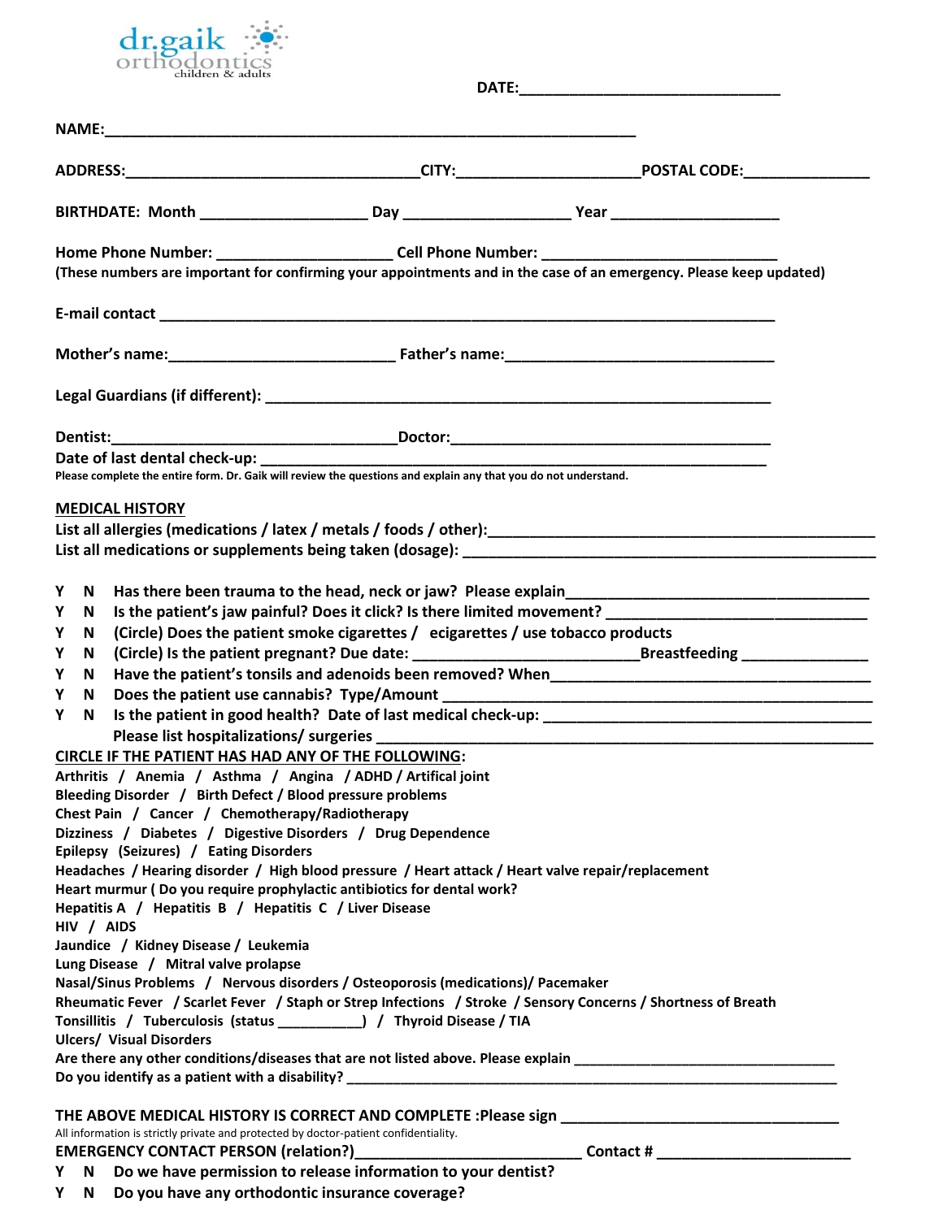dr.gaik orthodontics
children & adults

DATE:______________________________

NAME:_______________________________________________________________

ADDRESS:___________________________________CITY:_____________________POSTAL CODE:_______________

BIRTHDATE: Month ___________________ Day ___________________ Year ___________________

Home Phone Number: ____________________ Cell Phone Number: ___________________________
(These numbers are important for confirming your appointments and in the case of an emergency. Please keep updated)

E-mail contact ______________________________________________________________________

Mother's name:_________________________ Father's name:______________________________

Legal Guardians (if different): _________________________________________________________

Dentist:________________________________Doctor:____________________________________
Date of last dental check-up: _________________________________________________________
Please complete the entire form. Dr. Gaik will review the questions and explain any that you do not understand.

**MEDICAL HISTORY**

List all allergies (medications / latex / metals / foods / other):___________________________________________
List all medications or supplements being taken (dosage): _______________________________________________

Y N Has there been trauma to the head, neck or jaw? Please explain___________________________________
Y N Is the patient's jaw painful? Does it click? Is there limited movement? _____________________________
Y N (Circle) Does the patient smoke cigarettes / ecigarettes / use tobacco products
Y N (Circle) Is the patient pregnant? Due date: __________________________Breastfeeding _______________
Y N Have the patient's tonsils and adenoids been removed? When_____________________________________
Y N Does the patient use cannabis? Type/Amount _________________________________________________
Y N Is the patient in good health? Date of last medical check-up: ______________________________________
Please list hospitalizations/ surgeries _________________________________________________________

**CIRCLE IF THE PATIENT HAS HAD ANY OF THE FOLLOWING:**

Arthritis / Anemia / Asthma / Angina / ADHD / Artifical joint
Bleeding Disorder / Birth Defect / Blood pressure problems
Chest Pain / Cancer / Chemotherapy/Radiotherapy
Dizziness / Diabetes / Digestive Disorders / Drug Dependence
Epilepsy (Seizures) / Eating Disorders
Headaches / Hearing disorder / High blood pressure / Heart attack / Heart valve repair/replacement
Heart murmur ( Do you require prophylactic antibiotics for dental work?
Hepatitis A / Hepatitis B / Hepatitis C / Liver Disease
HIV / AIDS
Jaundice / Kidney Disease / Leukemia
Lung Disease / Mitral valve prolapse
Nasal/Sinus Problems / Nervous disorders / Osteoporosis (medications)/ Pacemaker
Rheumatic Fever / Scarlet Fever / Staph or Strep Infections / Stroke / Sensory Concerns / Shortness of Breath
Tonsillitis / Tuberculosis (status __________) / Thyroid Disease / TIA
Ulcers/ Visual Disorders

Are there any other conditions/diseases that are not listed above. Please explain _______________________________
Do you identify as a patient with a disability? ______________________________________________________________

THE ABOVE MEDICAL HISTORY IS CORRECT AND COMPLETE :Please sign _______________________________
All information is strictly private and protected by doctor-patient confidentiality.
EMERGENCY CONTACT PERSON (relation?)__________________________ Contact # ______________________
Y N Do we have permission to release information to your dentist?
Y N Do you have any orthodontic insurance coverage?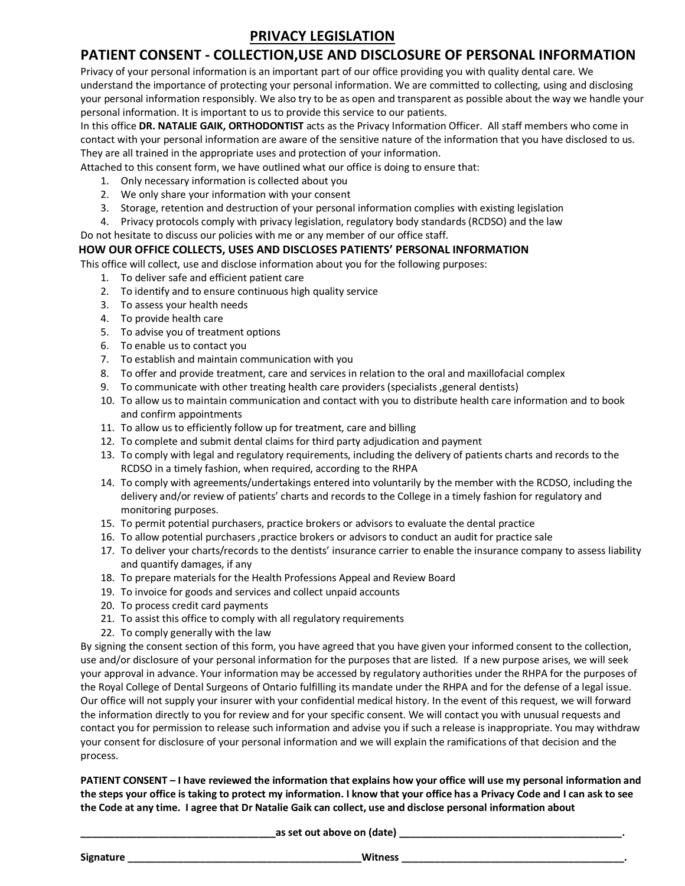# PRIVACY LEGISLATION

## PATIENT CONSENT - COLLECTION,USE AND DISCLOSURE OF PERSONAL INFORMATION

Privacy of your personal information is an important part of our office providing you with quality dental care. We understand the importance of protecting your personal information. We are committed to collecting, using and disclosing your personal information responsibly. We also try to be as open and transparent as possible about the way we handle your personal information. It is important to us to provide this service to our patients.

In this office **DR. NATALIE GAIK, ORTHODONTIST** acts as the Privacy Information Officer. All staff members who come in contact with your personal information are aware of the sensitive nature of the information that you have disclosed to us. They are all trained in the appropriate uses and protection of your information.

Attached to this consent form, we have outlined what our office is doing to ensure that:

1. Only necessary information is collected about you
2. We only share your information with your consent
3. Storage, retention and destruction of your personal information complies with existing legislation
4. Privacy protocols comply with privacy legislation, regulatory body standards (RCDSO) and the law

Do not hesitate to discuss our policies with me or any member of our office staff.

### HOW OUR OFFICE COLLECTS, USES AND DISCLOSES PATIENTS' PERSONAL INFORMATION

This office will collect, use and disclose information about you for the following purposes:

1. To deliver safe and efficient patient care
2. To identify and to ensure continuous high quality service
3. To assess your health needs
4. To provide health care
5. To advise you of treatment options
6. To enable us to contact you
7. To establish and maintain communication with you
8. To offer and provide treatment, care and services in relation to the oral and maxillofacial complex
9. To communicate with other treating health care providers (specialists ,general dentists)
10. To allow us to maintain communication and contact with you to distribute health care information and to book and confirm appointments
11. To allow us to efficiently follow up for treatment, care and billing
12. To complete and submit dental claims for third party adjudication and payment
13. To comply with legal and regulatory requirements, including the delivery of patients charts and records to the RCDSO in a timely fashion, when required, according to the RHPA
14. To comply with agreements/undertakings entered into voluntarily by the member with the RCDSO, including the delivery and/or review of patients' charts and records to the College in a timely fashion for regulatory and monitoring purposes.
15. To permit potential purchasers, practice brokers or advisors to evaluate the dental practice
16. To allow potential purchasers ,practice brokers or advisors to conduct an audit for practice sale
17. To deliver your charts/records to the dentists' insurance carrier to enable the insurance company to assess liability and quantify damages, if any
18. To prepare materials for the Health Professions Appeal and Review Board
19. To invoice for goods and services and collect unpaid accounts
20. To process credit card payments
21. To assist this office to comply with all regulatory requirements
22. To comply generally with the law

By signing the consent section of this form, you have agreed that you have given your informed consent to the collection, use and/or disclosure of your personal information for the purposes that are listed. If a new purpose arises, we will seek your approval in advance. Your information may be accessed by regulatory authorities under the RHPA for the purposes of the Royal College of Dental Surgeons of Ontario fulfilling its mandate under the RHPA and for the defense of a legal issue. Our office will not supply your insurer with your confidential medical history. In the event of this request, we will forward the information directly to you for review and for your specific consent. We will contact you with unusual requests and contact you for permission to release such information and advise you if such a release is inappropriate. You may withdraw your consent for disclosure of your personal information and we will explain the ramifications of that decision and the process.

**PATIENT CONSENT – I have reviewed the information that explains how your office will use my personal information and the steps your office is taking to protect my information. I know that your office has a Privacy Code and I can ask to see the Code at any time. I agree that Dr Natalie Gaik can collect, use and disclose personal information about**

**___________________________________as set out above on (date) _________________________________________.**

**Signature ___________________________________________Witness _________________________________________.**